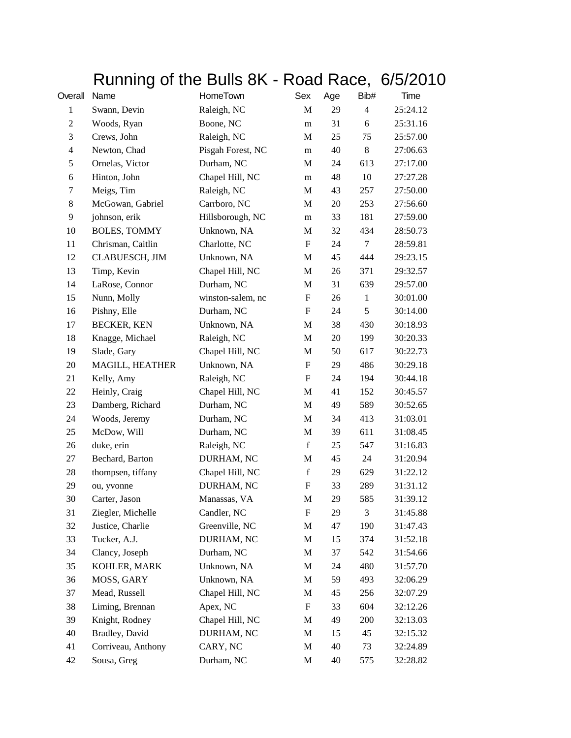# Running of the Bulls 8K - Road Race, 6/5/2010

| Overall | Name | HomeTown | Sex | Age | Bib# | Time |
|---|---|---|---|---|---|---|
| 1 | Swann, Devin | Raleigh, NC | M | 29 | 4 | 25:24.12 |
| 2 | Woods, Ryan | Boone, NC | m | 31 | 6 | 25:31.16 |
| 3 | Crews, John | Raleigh, NC | M | 25 | 75 | 25:57.00 |
| 4 | Newton, Chad | Pisgah Forest, NC | m | 40 | 8 | 27:06.63 |
| 5 | Ornelas, Victor | Durham, NC | M | 24 | 613 | 27:17.00 |
| 6 | Hinton, John | Chapel Hill, NC | m | 48 | 10 | 27:27.28 |
| 7 | Meigs, Tim | Raleigh, NC | M | 43 | 257 | 27:50.00 |
| 8 | McGowan, Gabriel | Carrboro, NC | M | 20 | 253 | 27:56.60 |
| 9 | johnson, erik | Hillsborough, NC | m | 33 | 181 | 27:59.00 |
| 10 | BOLES, TOMMY | Unknown, NA | M | 32 | 434 | 28:50.73 |
| 11 | Chrisman, Caitlin | Charlotte, NC | F | 24 | 7 | 28:59.81 |
| 12 | CLABUESCH, JIM | Unknown, NA | M | 45 | 444 | 29:23.15 |
| 13 | Timp, Kevin | Chapel Hill, NC | M | 26 | 371 | 29:32.57 |
| 14 | LaRose, Connor | Durham, NC | M | 31 | 639 | 29:57.00 |
| 15 | Nunn, Molly | winston-salem, nc | F | 26 | 1 | 30:01.00 |
| 16 | Pishny, Elle | Durham, NC | F | 24 | 5 | 30:14.00 |
| 17 | BECKER, KEN | Unknown, NA | M | 38 | 430 | 30:18.93 |
| 18 | Knagge, Michael | Raleigh, NC | M | 20 | 199 | 30:20.33 |
| 19 | Slade, Gary | Chapel Hill, NC | M | 50 | 617 | 30:22.73 |
| 20 | MAGILL, HEATHER | Unknown, NA | F | 29 | 486 | 30:29.18 |
| 21 | Kelly, Amy | Raleigh, NC | F | 24 | 194 | 30:44.18 |
| 22 | Heinly, Craig | Chapel Hill, NC | M | 41 | 152 | 30:45.57 |
| 23 | Damberg, Richard | Durham, NC | M | 49 | 589 | 30:52.65 |
| 24 | Woods, Jeremy | Durham, NC | M | 34 | 413 | 31:03.01 |
| 25 | McDow, Will | Durham, NC | M | 39 | 611 | 31:08.45 |
| 26 | duke, erin | Raleigh, NC | f | 25 | 547 | 31:16.83 |
| 27 | Bechard, Barton | DURHAM, NC | M | 45 | 24 | 31:20.94 |
| 28 | thompsen, tiffany | Chapel Hill, NC | f | 29 | 629 | 31:22.12 |
| 29 | ou, yvonne | DURHAM, NC | F | 33 | 289 | 31:31.12 |
| 30 | Carter, Jason | Manassas, VA | M | 29 | 585 | 31:39.12 |
| 31 | Ziegler, Michelle | Candler, NC | F | 29 | 3 | 31:45.88 |
| 32 | Justice, Charlie | Greenville, NC | M | 47 | 190 | 31:47.43 |
| 33 | Tucker, A.J. | DURHAM, NC | M | 15 | 374 | 31:52.18 |
| 34 | Clancy, Joseph | Durham, NC | M | 37 | 542 | 31:54.66 |
| 35 | KOHLER, MARK | Unknown, NA | M | 24 | 480 | 31:57.70 |
| 36 | MOSS, GARY | Unknown, NA | M | 59 | 493 | 32:06.29 |
| 37 | Mead, Russell | Chapel Hill, NC | M | 45 | 256 | 32:07.29 |
| 38 | Liming, Brennan | Apex, NC | F | 33 | 604 | 32:12.26 |
| 39 | Knight, Rodney | Chapel Hill, NC | M | 49 | 200 | 32:13.03 |
| 40 | Bradley, David | DURHAM, NC | M | 15 | 45 | 32:15.32 |
| 41 | Corriveau, Anthony | CARY, NC | M | 40 | 73 | 32:24.89 |
| 42 | Sousa, Greg | Durham, NC | M | 40 | 575 | 32:28.82 |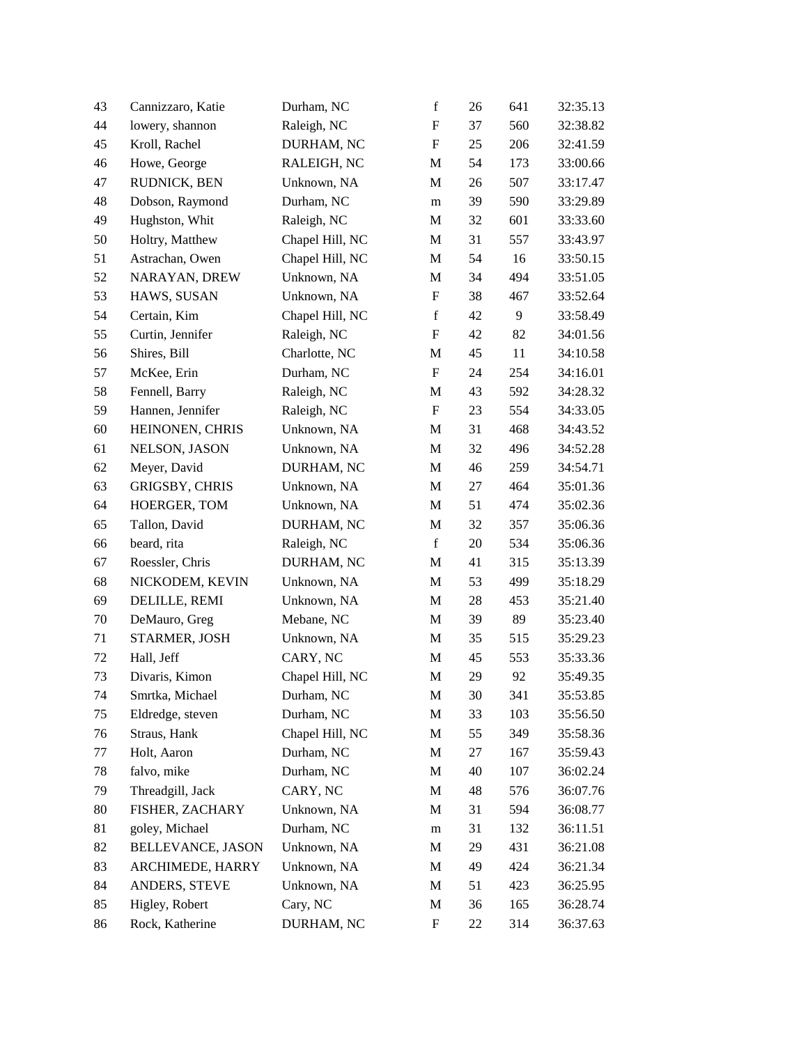| | | | | | | |
|---|---|---|---|---|---|---|
| 43 | Cannizzaro, Katie | Durham, NC | f | 26 | 641 | 32:35.13 |
| 44 | lowery, shannon | Raleigh, NC | F | 37 | 560 | 32:38.82 |
| 45 | Kroll, Rachel | DURHAM, NC | F | 25 | 206 | 32:41.59 |
| 46 | Howe, George | RALEIGH, NC | M | 54 | 173 | 33:00.66 |
| 47 | RUDNICK, BEN | Unknown, NA | M | 26 | 507 | 33:17.47 |
| 48 | Dobson, Raymond | Durham, NC | m | 39 | 590 | 33:29.89 |
| 49 | Hughston, Whit | Raleigh, NC | M | 32 | 601 | 33:33.60 |
| 50 | Holtry, Matthew | Chapel Hill, NC | M | 31 | 557 | 33:43.97 |
| 51 | Astrachan, Owen | Chapel Hill, NC | M | 54 | 16 | 33:50.15 |
| 52 | NARAYAN, DREW | Unknown, NA | M | 34 | 494 | 33:51.05 |
| 53 | HAWS, SUSAN | Unknown, NA | F | 38 | 467 | 33:52.64 |
| 54 | Certain, Kim | Chapel Hill, NC | f | 42 | 9 | 33:58.49 |
| 55 | Curtin, Jennifer | Raleigh, NC | F | 42 | 82 | 34:01.56 |
| 56 | Shires, Bill | Charlotte, NC | M | 45 | 11 | 34:10.58 |
| 57 | McKee, Erin | Durham, NC | F | 24 | 254 | 34:16.01 |
| 58 | Fennell, Barry | Raleigh, NC | M | 43 | 592 | 34:28.32 |
| 59 | Hannen, Jennifer | Raleigh, NC | F | 23 | 554 | 34:33.05 |
| 60 | HEINONEN, CHRIS | Unknown, NA | M | 31 | 468 | 34:43.52 |
| 61 | NELSON, JASON | Unknown, NA | M | 32 | 496 | 34:52.28 |
| 62 | Meyer, David | DURHAM, NC | M | 46 | 259 | 34:54.71 |
| 63 | GRIGSBY, CHRIS | Unknown, NA | M | 27 | 464 | 35:01.36 |
| 64 | HOERGER, TOM | Unknown, NA | M | 51 | 474 | 35:02.36 |
| 65 | Tallon, David | DURHAM, NC | M | 32 | 357 | 35:06.36 |
| 66 | beard, rita | Raleigh, NC | f | 20 | 534 | 35:06.36 |
| 67 | Roessler, Chris | DURHAM, NC | M | 41 | 315 | 35:13.39 |
| 68 | NICKODEM, KEVIN | Unknown, NA | M | 53 | 499 | 35:18.29 |
| 69 | DELILLE, REMI | Unknown, NA | M | 28 | 453 | 35:21.40 |
| 70 | DeMauro, Greg | Mebane, NC | M | 39 | 89 | 35:23.40 |
| 71 | STARMER, JOSH | Unknown, NA | M | 35 | 515 | 35:29.23 |
| 72 | Hall, Jeff | CARY, NC | M | 45 | 553 | 35:33.36 |
| 73 | Divaris, Kimon | Chapel Hill, NC | M | 29 | 92 | 35:49.35 |
| 74 | Smrtka, Michael | Durham, NC | M | 30 | 341 | 35:53.85 |
| 75 | Eldredge, steven | Durham, NC | M | 33 | 103 | 35:56.50 |
| 76 | Straus, Hank | Chapel Hill, NC | M | 55 | 349 | 35:58.36 |
| 77 | Holt, Aaron | Durham, NC | M | 27 | 167 | 35:59.43 |
| 78 | falvo, mike | Durham, NC | M | 40 | 107 | 36:02.24 |
| 79 | Threadgill, Jack | CARY, NC | M | 48 | 576 | 36:07.76 |
| 80 | FISHER, ZACHARY | Unknown, NA | M | 31 | 594 | 36:08.77 |
| 81 | goley, Michael | Durham, NC | m | 31 | 132 | 36:11.51 |
| 82 | BELLEVANCE, JASON | Unknown, NA | M | 29 | 431 | 36:21.08 |
| 83 | ARCHIMEDE, HARRY | Unknown, NA | M | 49 | 424 | 36:21.34 |
| 84 | ANDERS, STEVE | Unknown, NA | M | 51 | 423 | 36:25.95 |
| 85 | Higley, Robert | Cary, NC | M | 36 | 165 | 36:28.74 |
| 86 | Rock, Katherine | DURHAM, NC | F | 22 | 314 | 36:37.63 |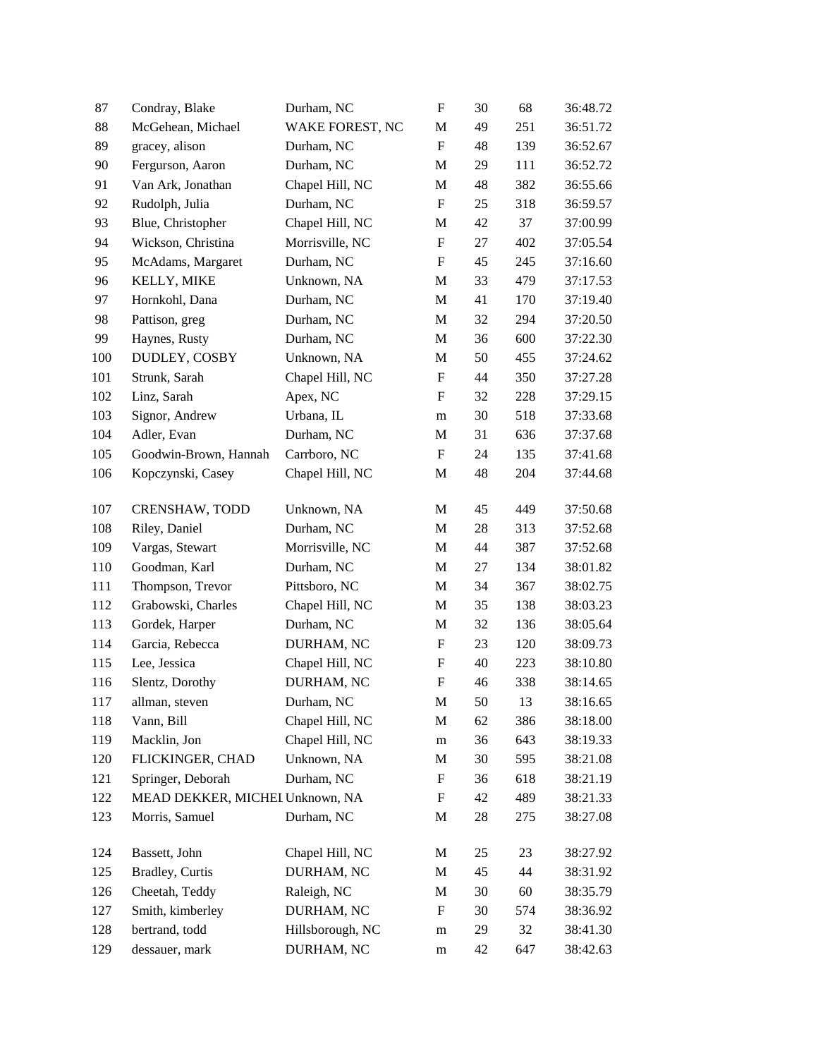| | | | | | | |
|---|---|---|---|---|---|---|
| 87 | Condray, Blake | Durham, NC | F | 30 | 68 | 36:48.72 |
| 88 | McGehean, Michael | WAKE FOREST, NC | M | 49 | 251 | 36:51.72 |
| 89 | gracey, alison | Durham, NC | F | 48 | 139 | 36:52.67 |
| 90 | Fergurson, Aaron | Durham, NC | M | 29 | 111 | 36:52.72 |
| 91 | Van Ark, Jonathan | Chapel Hill, NC | M | 48 | 382 | 36:55.66 |
| 92 | Rudolph, Julia | Durham, NC | F | 25 | 318 | 36:59.57 |
| 93 | Blue, Christopher | Chapel Hill, NC | M | 42 | 37 | 37:00.99 |
| 94 | Wickson, Christina | Morrisville, NC | F | 27 | 402 | 37:05.54 |
| 95 | McAdams, Margaret | Durham, NC | F | 45 | 245 | 37:16.60 |
| 96 | KELLY, MIKE | Unknown, NA | M | 33 | 479 | 37:17.53 |
| 97 | Hornkohl, Dana | Durham, NC | M | 41 | 170 | 37:19.40 |
| 98 | Pattison, greg | Durham, NC | M | 32 | 294 | 37:20.50 |
| 99 | Haynes, Rusty | Durham, NC | M | 36 | 600 | 37:22.30 |
| 100 | DUDLEY, COSBY | Unknown, NA | M | 50 | 455 | 37:24.62 |
| 101 | Strunk, Sarah | Chapel Hill, NC | F | 44 | 350 | 37:27.28 |
| 102 | Linz, Sarah | Apex, NC | F | 32 | 228 | 37:29.15 |
| 103 | Signor, Andrew | Urbana, IL | m | 30 | 518 | 37:33.68 |
| 104 | Adler, Evan | Durham, NC | M | 31 | 636 | 37:37.68 |
| 105 | Goodwin-Brown, Hannah | Carrboro, NC | F | 24 | 135 | 37:41.68 |
| 106 | Kopczynski, Casey | Chapel Hill, NC | M | 48 | 204 | 37:44.68 |
| 107 | CRENSHAW, TODD | Unknown, NA | M | 45 | 449 | 37:50.68 |
| 108 | Riley, Daniel | Durham, NC | M | 28 | 313 | 37:52.68 |
| 109 | Vargas, Stewart | Morrisville, NC | M | 44 | 387 | 37:52.68 |
| 110 | Goodman, Karl | Durham, NC | M | 27 | 134 | 38:01.82 |
| 111 | Thompson, Trevor | Pittsboro, NC | M | 34 | 367 | 38:02.75 |
| 112 | Grabowski, Charles | Chapel Hill, NC | M | 35 | 138 | 38:03.23 |
| 113 | Gordek, Harper | Durham, NC | M | 32 | 136 | 38:05.64 |
| 114 | Garcia, Rebecca | DURHAM, NC | F | 23 | 120 | 38:09.73 |
| 115 | Lee, Jessica | Chapel Hill, NC | F | 40 | 223 | 38:10.80 |
| 116 | Slentz, Dorothy | DURHAM, NC | F | 46 | 338 | 38:14.65 |
| 117 | allman, steven | Durham, NC | M | 50 | 13 | 38:16.65 |
| 118 | Vann, Bill | Chapel Hill, NC | M | 62 | 386 | 38:18.00 |
| 119 | Macklin, Jon | Chapel Hill, NC | m | 36 | 643 | 38:19.33 |
| 120 | FLICKINGER, CHAD | Unknown, NA | M | 30 | 595 | 38:21.08 |
| 121 | Springer, Deborah | Durham, NC | F | 36 | 618 | 38:21.19 |
| 122 | MEAD DEKKER, MICHEL | Unknown, NA | F | 42 | 489 | 38:21.33 |
| 123 | Morris, Samuel | Durham, NC | M | 28 | 275 | 38:27.08 |
| 124 | Bassett, John | Chapel Hill, NC | M | 25 | 23 | 38:27.92 |
| 125 | Bradley, Curtis | DURHAM, NC | M | 45 | 44 | 38:31.92 |
| 126 | Cheetah, Teddy | Raleigh, NC | M | 30 | 60 | 38:35.79 |
| 127 | Smith, kimberley | DURHAM, NC | F | 30 | 574 | 38:36.92 |
| 128 | bertrand, todd | Hillsborough, NC | m | 29 | 32 | 38:41.30 |
| 129 | dessauer, mark | DURHAM, NC | m | 42 | 647 | 38:42.63 |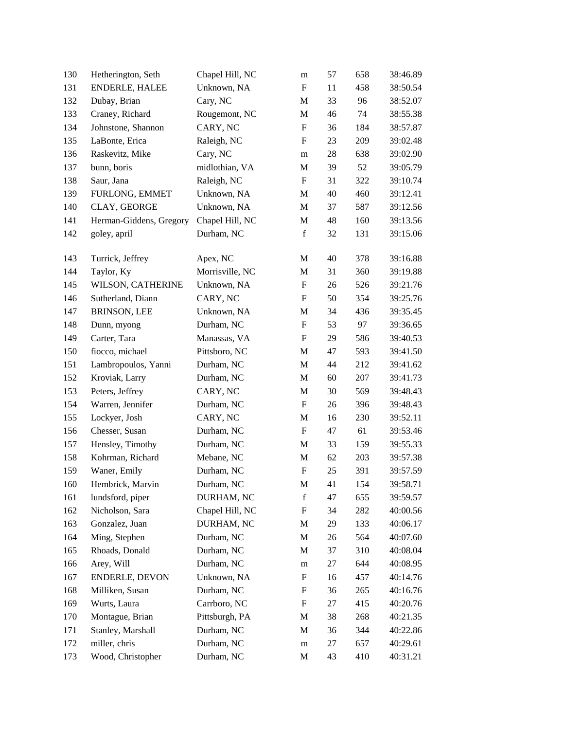| | | | | | | |
|---|---|---|---|---|---|---|
| 130 | Hetherington, Seth | Chapel Hill, NC | m | 57 | 658 | 38:46.89 |
| 131 | ENDERLE, HALEE | Unknown, NA | F | 11 | 458 | 38:50.54 |
| 132 | Dubay, Brian | Cary, NC | M | 33 | 96 | 38:52.07 |
| 133 | Craney, Richard | Rougemont, NC | M | 46 | 74 | 38:55.38 |
| 134 | Johnstone, Shannon | CARY, NC | F | 36 | 184 | 38:57.87 |
| 135 | LaBonte, Erica | Raleigh, NC | F | 23 | 209 | 39:02.48 |
| 136 | Raskevitz, Mike | Cary, NC | m | 28 | 638 | 39:02.90 |
| 137 | bunn, boris | midlothian, VA | M | 39 | 52 | 39:05.79 |
| 138 | Saur, Jana | Raleigh, NC | F | 31 | 322 | 39:10.74 |
| 139 | FURLONG, EMMET | Unknown, NA | M | 40 | 460 | 39:12.41 |
| 140 | CLAY, GEORGE | Unknown, NA | M | 37 | 587 | 39:12.56 |
| 141 | Herman-Giddens, Gregory | Chapel Hill, NC | M | 48 | 160 | 39:13.56 |
| 142 | goley, april | Durham, NC | f | 32 | 131 | 39:15.06 |
| 143 | Turrick, Jeffrey | Apex, NC | M | 40 | 378 | 39:16.88 |
| 144 | Taylor, Ky | Morrisville, NC | M | 31 | 360 | 39:19.88 |
| 145 | WILSON, CATHERINE | Unknown, NA | F | 26 | 526 | 39:21.76 |
| 146 | Sutherland, Diann | CARY, NC | F | 50 | 354 | 39:25.76 |
| 147 | BRINSON, LEE | Unknown, NA | M | 34 | 436 | 39:35.45 |
| 148 | Dunn, myong | Durham, NC | F | 53 | 97 | 39:36.65 |
| 149 | Carter, Tara | Manassas, VA | F | 29 | 586 | 39:40.53 |
| 150 | fiocco, michael | Pittsboro, NC | M | 47 | 593 | 39:41.50 |
| 151 | Lambropoulos, Yanni | Durham, NC | M | 44 | 212 | 39:41.62 |
| 152 | Kroviak, Larry | Durham, NC | M | 60 | 207 | 39:41.73 |
| 153 | Peters, Jeffrey | CARY, NC | M | 30 | 569 | 39:48.43 |
| 154 | Warren, Jennifer | Durham, NC | F | 26 | 396 | 39:48.43 |
| 155 | Lockyer, Josh | CARY, NC | M | 16 | 230 | 39:52.11 |
| 156 | Chesser, Susan | Durham, NC | F | 47 | 61 | 39:53.46 |
| 157 | Hensley, Timothy | Durham, NC | M | 33 | 159 | 39:55.33 |
| 158 | Kohrman, Richard | Mebane, NC | M | 62 | 203 | 39:57.38 |
| 159 | Waner, Emily | Durham, NC | F | 25 | 391 | 39:57.59 |
| 160 | Hembrick, Marvin | Durham, NC | M | 41 | 154 | 39:58.71 |
| 161 | lundsford, piper | DURHAM, NC | f | 47 | 655 | 39:59.57 |
| 162 | Nicholson, Sara | Chapel Hill, NC | F | 34 | 282 | 40:00.56 |
| 163 | Gonzalez, Juan | DURHAM, NC | M | 29 | 133 | 40:06.17 |
| 164 | Ming, Stephen | Durham, NC | M | 26 | 564 | 40:07.60 |
| 165 | Rhoads, Donald | Durham, NC | M | 37 | 310 | 40:08.04 |
| 166 | Arey, Will | Durham, NC | m | 27 | 644 | 40:08.95 |
| 167 | ENDERLE, DEVON | Unknown, NA | F | 16 | 457 | 40:14.76 |
| 168 | Milliken, Susan | Durham, NC | F | 36 | 265 | 40:16.76 |
| 169 | Wurts, Laura | Carrboro, NC | F | 27 | 415 | 40:20.76 |
| 170 | Montague, Brian | Pittsburgh, PA | M | 38 | 268 | 40:21.35 |
| 171 | Stanley, Marshall | Durham, NC | M | 36 | 344 | 40:22.86 |
| 172 | miller, chris | Durham, NC | m | 27 | 657 | 40:29.61 |
| 173 | Wood, Christopher | Durham, NC | M | 43 | 410 | 40:31.21 |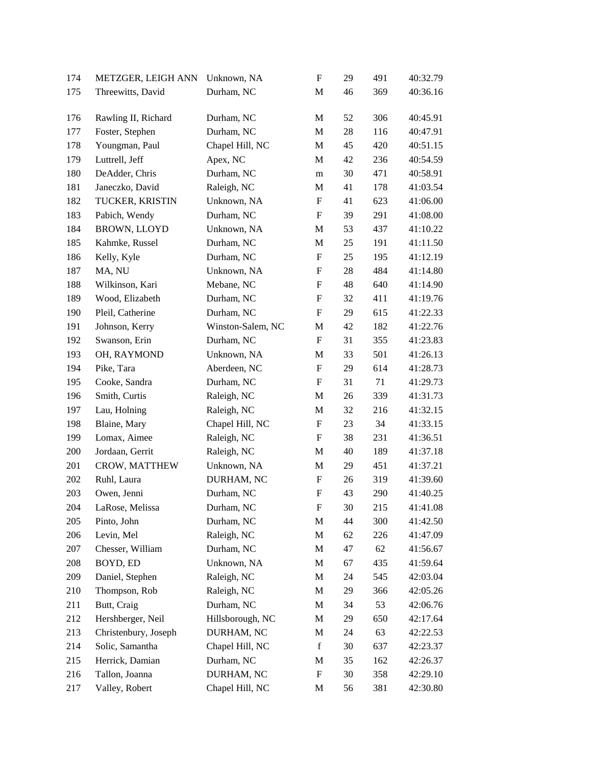| | | | | | | |
|---|---|---|---|---|---|---|
| 174 | METZGER, LEIGH ANN | Unknown, NA | F | 29 | 491 | 40:32.79 |
| 175 | Threewitts, David | Durham, NC | M | 46 | 369 | 40:36.16 |
| 176 | Rawling II, Richard | Durham, NC | M | 52 | 306 | 40:45.91 |
| 177 | Foster, Stephen | Durham, NC | M | 28 | 116 | 40:47.91 |
| 178 | Youngman, Paul | Chapel Hill, NC | M | 45 | 420 | 40:51.15 |
| 179 | Luttrell, Jeff | Apex, NC | M | 42 | 236 | 40:54.59 |
| 180 | DeAdder, Chris | Durham, NC | m | 30 | 471 | 40:58.91 |
| 181 | Janeczko, David | Raleigh, NC | M | 41 | 178 | 41:03.54 |
| 182 | TUCKER, KRISTIN | Unknown, NA | F | 41 | 623 | 41:06.00 |
| 183 | Pabich, Wendy | Durham, NC | F | 39 | 291 | 41:08.00 |
| 184 | BROWN, LLOYD | Unknown, NA | M | 53 | 437 | 41:10.22 |
| 185 | Kahmke, Russel | Durham, NC | M | 25 | 191 | 41:11.50 |
| 186 | Kelly, Kyle | Durham, NC | F | 25 | 195 | 41:12.19 |
| 187 | MA, NU | Unknown, NA | F | 28 | 484 | 41:14.80 |
| 188 | Wilkinson, Kari | Mebane, NC | F | 48 | 640 | 41:14.90 |
| 189 | Wood, Elizabeth | Durham, NC | F | 32 | 411 | 41:19.76 |
| 190 | Pleil, Catherine | Durham, NC | F | 29 | 615 | 41:22.33 |
| 191 | Johnson, Kerry | Winston-Salem, NC | M | 42 | 182 | 41:22.76 |
| 192 | Swanson, Erin | Durham, NC | F | 31 | 355 | 41:23.83 |
| 193 | OH, RAYMOND | Unknown, NA | M | 33 | 501 | 41:26.13 |
| 194 | Pike, Tara | Aberdeen, NC | F | 29 | 614 | 41:28.73 |
| 195 | Cooke, Sandra | Durham, NC | F | 31 | 71 | 41:29.73 |
| 196 | Smith, Curtis | Raleigh, NC | M | 26 | 339 | 41:31.73 |
| 197 | Lau, Holning | Raleigh, NC | M | 32 | 216 | 41:32.15 |
| 198 | Blaine, Mary | Chapel Hill, NC | F | 23 | 34 | 41:33.15 |
| 199 | Lomax, Aimee | Raleigh, NC | F | 38 | 231 | 41:36.51 |
| 200 | Jordaan, Gerrit | Raleigh, NC | M | 40 | 189 | 41:37.18 |
| 201 | CROW, MATTHEW | Unknown, NA | M | 29 | 451 | 41:37.21 |
| 202 | Ruhl, Laura | DURHAM, NC | F | 26 | 319 | 41:39.60 |
| 203 | Owen, Jenni | Durham, NC | F | 43 | 290 | 41:40.25 |
| 204 | LaRose, Melissa | Durham, NC | F | 30 | 215 | 41:41.08 |
| 205 | Pinto, John | Durham, NC | M | 44 | 300 | 41:42.50 |
| 206 | Levin, Mel | Raleigh, NC | M | 62 | 226 | 41:47.09 |
| 207 | Chesser, William | Durham, NC | M | 47 | 62 | 41:56.67 |
| 208 | BOYD, ED | Unknown, NA | M | 67 | 435 | 41:59.64 |
| 209 | Daniel, Stephen | Raleigh, NC | M | 24 | 545 | 42:03.04 |
| 210 | Thompson, Rob | Raleigh, NC | M | 29 | 366 | 42:05.26 |
| 211 | Butt, Craig | Durham, NC | M | 34 | 53 | 42:06.76 |
| 212 | Hershberger, Neil | Hillsborough, NC | M | 29 | 650 | 42:17.64 |
| 213 | Christenbury, Joseph | DURHAM, NC | M | 24 | 63 | 42:22.53 |
| 214 | Solic, Samantha | Chapel Hill, NC | f | 30 | 637 | 42:23.37 |
| 215 | Herrick, Damian | Durham, NC | M | 35 | 162 | 42:26.37 |
| 216 | Tallon, Joanna | DURHAM, NC | F | 30 | 358 | 42:29.10 |
| 217 | Valley, Robert | Chapel Hill, NC | M | 56 | 381 | 42:30.80 |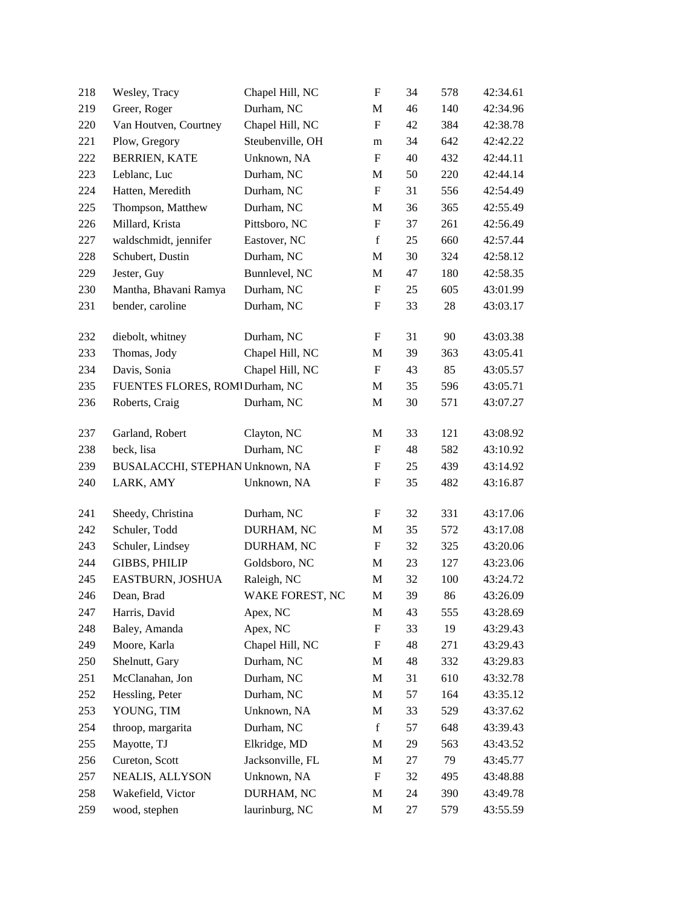| | | | | | | |
|---|---|---|---|---|---|---|
| 218 | Wesley, Tracy | Chapel Hill, NC | F | 34 | 578 | 42:34.61 |
| 219 | Greer, Roger | Durham, NC | M | 46 | 140 | 42:34.96 |
| 220 | Van Houtven, Courtney | Chapel Hill, NC | F | 42 | 384 | 42:38.78 |
| 221 | Plow, Gregory | Steubenville, OH | m | 34 | 642 | 42:42.22 |
| 222 | BERRIEN, KATE | Unknown, NA | F | 40 | 432 | 42:44.11 |
| 223 | Leblanc, Luc | Durham, NC | M | 50 | 220 | 42:44.14 |
| 224 | Hatten, Meredith | Durham, NC | F | 31 | 556 | 42:54.49 |
| 225 | Thompson, Matthew | Durham, NC | M | 36 | 365 | 42:55.49 |
| 226 | Millard, Krista | Pittsboro, NC | F | 37 | 261 | 42:56.49 |
| 227 | waldschmidt, jennifer | Eastover, NC | f | 25 | 660 | 42:57.44 |
| 228 | Schubert, Dustin | Durham, NC | M | 30 | 324 | 42:58.12 |
| 229 | Jester, Guy | Bunnlevel, NC | M | 47 | 180 | 42:58.35 |
| 230 | Mantha, Bhavani Ramya | Durham, NC | F | 25 | 605 | 43:01.99 |
| 231 | bender, caroline | Durham, NC | F | 33 | 28 | 43:03.17 |
| 232 | diebolt, whitney | Durham, NC | F | 31 | 90 | 43:03.38 |
| 233 | Thomas, Jody | Chapel Hill, NC | M | 39 | 363 | 43:05.41 |
| 234 | Davis, Sonia | Chapel Hill, NC | F | 43 | 85 | 43:05.57 |
| 235 | FUENTES FLORES, ROMI | Durham, NC | M | 35 | 596 | 43:05.71 |
| 236 | Roberts, Craig | Durham, NC | M | 30 | 571 | 43:07.27 |
| 237 | Garland, Robert | Clayton, NC | M | 33 | 121 | 43:08.92 |
| 238 | beck, lisa | Durham, NC | F | 48 | 582 | 43:10.92 |
| 239 | BUSALACCHI, STEPHAN | Unknown, NA | F | 25 | 439 | 43:14.92 |
| 240 | LARK, AMY | Unknown, NA | F | 35 | 482 | 43:16.87 |
| 241 | Sheedy, Christina | Durham, NC | F | 32 | 331 | 43:17.06 |
| 242 | Schuler, Todd | DURHAM, NC | M | 35 | 572 | 43:17.08 |
| 243 | Schuler, Lindsey | DURHAM, NC | F | 32 | 325 | 43:20.06 |
| 244 | GIBBS, PHILIP | Goldsboro, NC | M | 23 | 127 | 43:23.06 |
| 245 | EASTBURN, JOSHUA | Raleigh, NC | M | 32 | 100 | 43:24.72 |
| 246 | Dean, Brad | WAKE FOREST, NC | M | 39 | 86 | 43:26.09 |
| 247 | Harris, David | Apex, NC | M | 43 | 555 | 43:28.69 |
| 248 | Baley, Amanda | Apex, NC | F | 33 | 19 | 43:29.43 |
| 249 | Moore, Karla | Chapel Hill, NC | F | 48 | 271 | 43:29.43 |
| 250 | Shelnutt, Gary | Durham, NC | M | 48 | 332 | 43:29.83 |
| 251 | McClanahan, Jon | Durham, NC | M | 31 | 610 | 43:32.78 |
| 252 | Hessling, Peter | Durham, NC | M | 57 | 164 | 43:35.12 |
| 253 | YOUNG, TIM | Unknown, NA | M | 33 | 529 | 43:37.62 |
| 254 | throop, margarita | Durham, NC | f | 57 | 648 | 43:39.43 |
| 255 | Mayotte, TJ | Elkridge, MD | M | 29 | 563 | 43:43.52 |
| 256 | Cureton, Scott | Jacksonville, FL | M | 27 | 79 | 43:45.77 |
| 257 | NEALIS, ALLYSON | Unknown, NA | F | 32 | 495 | 43:48.88 |
| 258 | Wakefield, Victor | DURHAM, NC | M | 24 | 390 | 43:49.78 |
| 259 | wood, stephen | laurinburg, NC | M | 27 | 579 | 43:55.59 |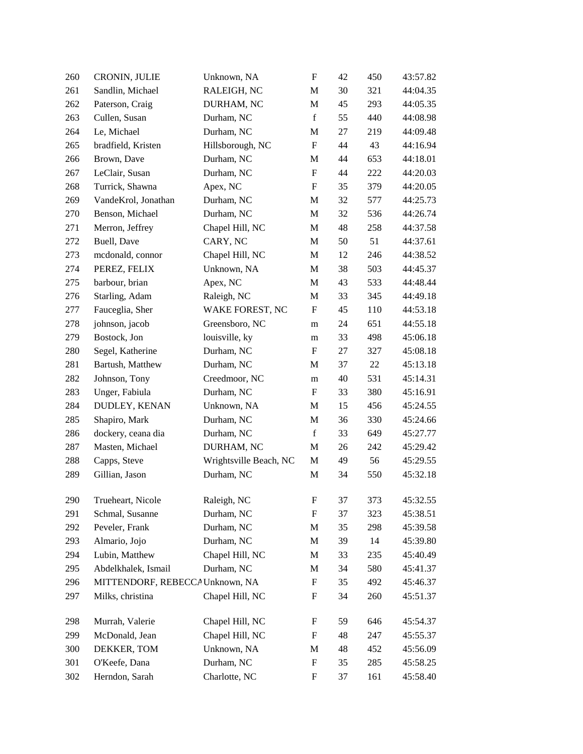| | | | | | | |
|---|---|---|---|---|---|---|
| 260 | CRONIN, JULIE | Unknown, NA | F | 42 | 450 | 43:57.82 |
| 261 | Sandlin, Michael | RALEIGH, NC | M | 30 | 321 | 44:04.35 |
| 262 | Paterson, Craig | DURHAM, NC | M | 45 | 293 | 44:05.35 |
| 263 | Cullen, Susan | Durham, NC | f | 55 | 440 | 44:08.98 |
| 264 | Le, Michael | Durham, NC | M | 27 | 219 | 44:09.48 |
| 265 | bradfield, Kristen | Hillsborough, NC | F | 44 | 43 | 44:16.94 |
| 266 | Brown, Dave | Durham, NC | M | 44 | 653 | 44:18.01 |
| 267 | LeClair, Susan | Durham, NC | F | 44 | 222 | 44:20.03 |
| 268 | Turrick, Shawna | Apex, NC | F | 35 | 379 | 44:20.05 |
| 269 | VandeKrol, Jonathan | Durham, NC | M | 32 | 577 | 44:25.73 |
| 270 | Benson, Michael | Durham, NC | M | 32 | 536 | 44:26.74 |
| 271 | Merron, Jeffrey | Chapel Hill, NC | M | 48 | 258 | 44:37.58 |
| 272 | Buell, Dave | CARY, NC | M | 50 | 51 | 44:37.61 |
| 273 | mcdonald, connor | Chapel Hill, NC | M | 12 | 246 | 44:38.52 |
| 274 | PEREZ, FELIX | Unknown, NA | M | 38 | 503 | 44:45.37 |
| 275 | barbour, brian | Apex, NC | M | 43 | 533 | 44:48.44 |
| 276 | Starling, Adam | Raleigh, NC | M | 33 | 345 | 44:49.18 |
| 277 | Fauceglia, Sher | WAKE FOREST, NC | F | 45 | 110 | 44:53.18 |
| 278 | johnson, jacob | Greensboro, NC | m | 24 | 651 | 44:55.18 |
| 279 | Bostock, Jon | louisville, ky | m | 33 | 498 | 45:06.18 |
| 280 | Segel, Katherine | Durham, NC | F | 27 | 327 | 45:08.18 |
| 281 | Bartush, Matthew | Durham, NC | M | 37 | 22 | 45:13.18 |
| 282 | Johnson, Tony | Creedmoor, NC | m | 40 | 531 | 45:14.31 |
| 283 | Unger, Fabiula | Durham, NC | F | 33 | 380 | 45:16.91 |
| 284 | DUDLEY, KENAN | Unknown, NA | M | 15 | 456 | 45:24.55 |
| 285 | Shapiro, Mark | Durham, NC | M | 36 | 330 | 45:24.66 |
| 286 | dockery, ceana dia | Durham, NC | f | 33 | 649 | 45:27.77 |
| 287 | Masten, Michael | DURHAM, NC | M | 26 | 242 | 45:29.42 |
| 288 | Capps, Steve | Wrightsville Beach, NC | M | 49 | 56 | 45:29.55 |
| 289 | Gillian, Jason | Durham, NC | M | 34 | 550 | 45:32.18 |
| 290 | Trueheart, Nicole | Raleigh, NC | F | 37 | 373 | 45:32.55 |
| 291 | Schmal, Susanne | Durham, NC | F | 37 | 323 | 45:38.51 |
| 292 | Peveler, Frank | Durham, NC | M | 35 | 298 | 45:39.58 |
| 293 | Almario, Jojo | Durham, NC | M | 39 | 14 | 45:39.80 |
| 294 | Lubin, Matthew | Chapel Hill, NC | M | 33 | 235 | 45:40.49 |
| 295 | Abdelkhalek, Ismail | Durham, NC | M | 34 | 580 | 45:41.37 |
| 296 | MITTENDORF, REBECCA | Unknown, NA | F | 35 | 492 | 45:46.37 |
| 297 | Milks, christina | Chapel Hill, NC | F | 34 | 260 | 45:51.37 |
| 298 | Murrah, Valerie | Chapel Hill, NC | F | 59 | 646 | 45:54.37 |
| 299 | McDonald, Jean | Chapel Hill, NC | F | 48 | 247 | 45:55.37 |
| 300 | DEKKER, TOM | Unknown, NA | M | 48 | 452 | 45:56.09 |
| 301 | O'Keefe, Dana | Durham, NC | F | 35 | 285 | 45:58.25 |
| 302 | Herndon, Sarah | Charlotte, NC | F | 37 | 161 | 45:58.40 |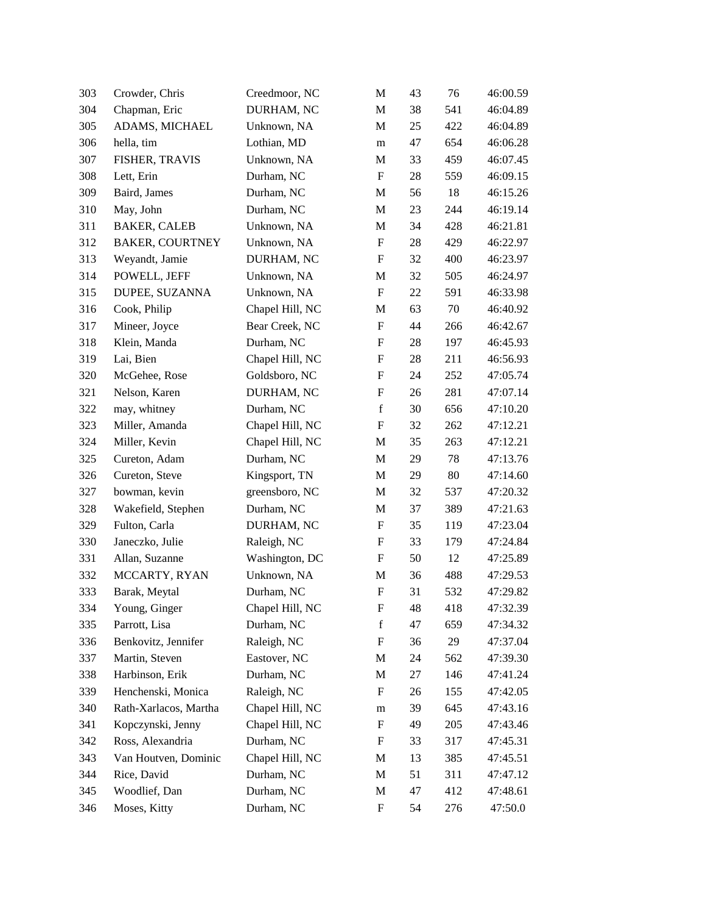| | | | | | | |
|---|---|---|---|---|---|---|
| 303 | Crowder, Chris | Creedmoor, NC | M | 43 | 76 | 46:00.59 |
| 304 | Chapman, Eric | DURHAM, NC | M | 38 | 541 | 46:04.89 |
| 305 | ADAMS, MICHAEL | Unknown, NA | M | 25 | 422 | 46:04.89 |
| 306 | hella, tim | Lothian, MD | m | 47 | 654 | 46:06.28 |
| 307 | FISHER, TRAVIS | Unknown, NA | M | 33 | 459 | 46:07.45 |
| 308 | Lett, Erin | Durham, NC | F | 28 | 559 | 46:09.15 |
| 309 | Baird, James | Durham, NC | M | 56 | 18 | 46:15.26 |
| 310 | May, John | Durham, NC | M | 23 | 244 | 46:19.14 |
| 311 | BAKER, CALEB | Unknown, NA | M | 34 | 428 | 46:21.81 |
| 312 | BAKER, COURTNEY | Unknown, NA | F | 28 | 429 | 46:22.97 |
| 313 | Weyandt, Jamie | DURHAM, NC | F | 32 | 400 | 46:23.97 |
| 314 | POWELL, JEFF | Unknown, NA | M | 32 | 505 | 46:24.97 |
| 315 | DUPEE, SUZANNA | Unknown, NA | F | 22 | 591 | 46:33.98 |
| 316 | Cook, Philip | Chapel Hill, NC | M | 63 | 70 | 46:40.92 |
| 317 | Mineer, Joyce | Bear Creek, NC | F | 44 | 266 | 46:42.67 |
| 318 | Klein, Manda | Durham, NC | F | 28 | 197 | 46:45.93 |
| 319 | Lai, Bien | Chapel Hill, NC | F | 28 | 211 | 46:56.93 |
| 320 | McGehee, Rose | Goldsboro, NC | F | 24 | 252 | 47:05.74 |
| 321 | Nelson, Karen | DURHAM, NC | F | 26 | 281 | 47:07.14 |
| 322 | may, whitney | Durham, NC | f | 30 | 656 | 47:10.20 |
| 323 | Miller, Amanda | Chapel Hill, NC | F | 32 | 262 | 47:12.21 |
| 324 | Miller, Kevin | Chapel Hill, NC | M | 35 | 263 | 47:12.21 |
| 325 | Cureton, Adam | Durham, NC | M | 29 | 78 | 47:13.76 |
| 326 | Cureton, Steve | Kingsport, TN | M | 29 | 80 | 47:14.60 |
| 327 | bowman, kevin | greensboro, NC | M | 32 | 537 | 47:20.32 |
| 328 | Wakefield, Stephen | Durham, NC | M | 37 | 389 | 47:21.63 |
| 329 | Fulton, Carla | DURHAM, NC | F | 35 | 119 | 47:23.04 |
| 330 | Janeczko, Julie | Raleigh, NC | F | 33 | 179 | 47:24.84 |
| 331 | Allan, Suzanne | Washington, DC | F | 50 | 12 | 47:25.89 |
| 332 | MCCARTY, RYAN | Unknown, NA | M | 36 | 488 | 47:29.53 |
| 333 | Barak, Meytal | Durham, NC | F | 31 | 532 | 47:29.82 |
| 334 | Young, Ginger | Chapel Hill, NC | F | 48 | 418 | 47:32.39 |
| 335 | Parrott, Lisa | Durham, NC | f | 47 | 659 | 47:34.32 |
| 336 | Benkovitz, Jennifer | Raleigh, NC | F | 36 | 29 | 47:37.04 |
| 337 | Martin, Steven | Eastover, NC | M | 24 | 562 | 47:39.30 |
| 338 | Harbinson, Erik | Durham, NC | M | 27 | 146 | 47:41.24 |
| 339 | Henchenski, Monica | Raleigh, NC | F | 26 | 155 | 47:42.05 |
| 340 | Rath-Xarlacos, Martha | Chapel Hill, NC | m | 39 | 645 | 47:43.16 |
| 341 | Kopczynski, Jenny | Chapel Hill, NC | F | 49 | 205 | 47:43.46 |
| 342 | Ross, Alexandria | Durham, NC | F | 33 | 317 | 47:45.31 |
| 343 | Van Houtven, Dominic | Chapel Hill, NC | M | 13 | 385 | 47:45.51 |
| 344 | Rice, David | Durham, NC | M | 51 | 311 | 47:47.12 |
| 345 | Woodlief, Dan | Durham, NC | M | 47 | 412 | 47:48.61 |
| 346 | Moses, Kitty | Durham, NC | F | 54 | 276 | 47:50.0 |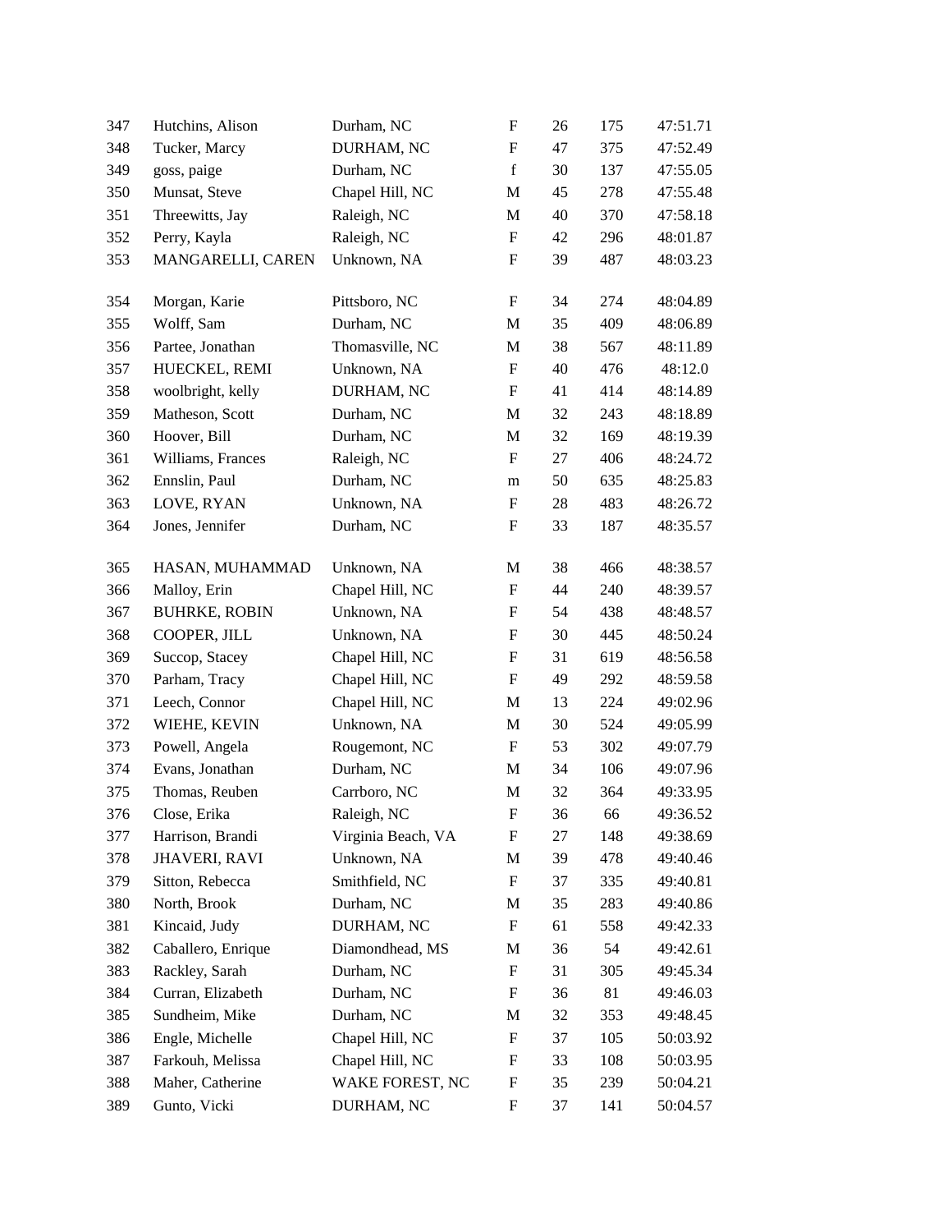| | | | | | | |
|---|---|---|---|---|---|---|
| 347 | Hutchins, Alison | Durham, NC | F | 26 | 175 | 47:51.71 |
| 348 | Tucker, Marcy | DURHAM, NC | F | 47 | 375 | 47:52.49 |
| 349 | goss, paige | Durham, NC | f | 30 | 137 | 47:55.05 |
| 350 | Munsat, Steve | Chapel Hill, NC | M | 45 | 278 | 47:55.48 |
| 351 | Threewitts, Jay | Raleigh, NC | M | 40 | 370 | 47:58.18 |
| 352 | Perry, Kayla | Raleigh, NC | F | 42 | 296 | 48:01.87 |
| 353 | MANGARELLI, CAREN | Unknown, NA | F | 39 | 487 | 48:03.23 |
| 354 | Morgan, Karie | Pittsboro, NC | F | 34 | 274 | 48:04.89 |
| 355 | Wolff, Sam | Durham, NC | M | 35 | 409 | 48:06.89 |
| 356 | Partee, Jonathan | Thomasville, NC | M | 38 | 567 | 48:11.89 |
| 357 | HUECKEL, REMI | Unknown, NA | F | 40 | 476 | 48:12.0 |
| 358 | woolbright, kelly | DURHAM, NC | F | 41 | 414 | 48:14.89 |
| 359 | Matheson, Scott | Durham, NC | M | 32 | 243 | 48:18.89 |
| 360 | Hoover, Bill | Durham, NC | M | 32 | 169 | 48:19.39 |
| 361 | Williams, Frances | Raleigh, NC | F | 27 | 406 | 48:24.72 |
| 362 | Ennslin, Paul | Durham, NC | m | 50 | 635 | 48:25.83 |
| 363 | LOVE, RYAN | Unknown, NA | F | 28 | 483 | 48:26.72 |
| 364 | Jones, Jennifer | Durham, NC | F | 33 | 187 | 48:35.57 |
| 365 | HASAN, MUHAMMAD | Unknown, NA | M | 38 | 466 | 48:38.57 |
| 366 | Malloy, Erin | Chapel Hill, NC | F | 44 | 240 | 48:39.57 |
| 367 | BUHRKE, ROBIN | Unknown, NA | F | 54 | 438 | 48:48.57 |
| 368 | COOPER, JILL | Unknown, NA | F | 30 | 445 | 48:50.24 |
| 369 | Succop, Stacey | Chapel Hill, NC | F | 31 | 619 | 48:56.58 |
| 370 | Parham, Tracy | Chapel Hill, NC | F | 49 | 292 | 48:59.58 |
| 371 | Leech, Connor | Chapel Hill, NC | M | 13 | 224 | 49:02.96 |
| 372 | WIEHE, KEVIN | Unknown, NA | M | 30 | 524 | 49:05.99 |
| 373 | Powell, Angela | Rougemont, NC | F | 53 | 302 | 49:07.79 |
| 374 | Evans, Jonathan | Durham, NC | M | 34 | 106 | 49:07.96 |
| 375 | Thomas, Reuben | Carrboro, NC | M | 32 | 364 | 49:33.95 |
| 376 | Close, Erika | Raleigh, NC | F | 36 | 66 | 49:36.52 |
| 377 | Harrison, Brandi | Virginia Beach, VA | F | 27 | 148 | 49:38.69 |
| 378 | JHAVERI, RAVI | Unknown, NA | M | 39 | 478 | 49:40.46 |
| 379 | Sitton, Rebecca | Smithfield, NC | F | 37 | 335 | 49:40.81 |
| 380 | North, Brook | Durham, NC | M | 35 | 283 | 49:40.86 |
| 381 | Kincaid, Judy | DURHAM, NC | F | 61 | 558 | 49:42.33 |
| 382 | Caballero, Enrique | Diamondhead, MS | M | 36 | 54 | 49:42.61 |
| 383 | Rackley, Sarah | Durham, NC | F | 31 | 305 | 49:45.34 |
| 384 | Curran, Elizabeth | Durham, NC | F | 36 | 81 | 49:46.03 |
| 385 | Sundheim, Mike | Durham, NC | M | 32 | 353 | 49:48.45 |
| 386 | Engle, Michelle | Chapel Hill, NC | F | 37 | 105 | 50:03.92 |
| 387 | Farkouh, Melissa | Chapel Hill, NC | F | 33 | 108 | 50:03.95 |
| 388 | Maher, Catherine | WAKE FOREST, NC | F | 35 | 239 | 50:04.21 |
| 389 | Gunto, Vicki | DURHAM, NC | F | 37 | 141 | 50:04.57 |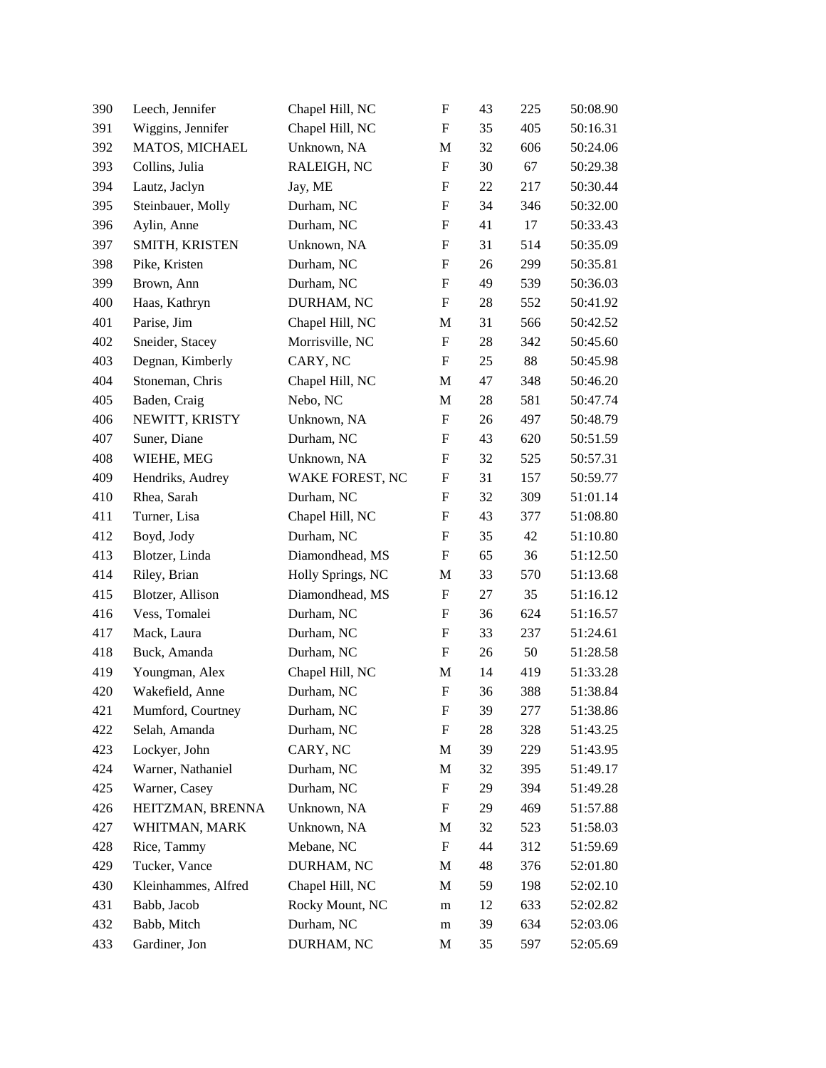| | | | | | | |
|---|---|---|---|---|---|---|
| 390 | Leech, Jennifer | Chapel Hill, NC | F | 43 | 225 | 50:08.90 |
| 391 | Wiggins, Jennifer | Chapel Hill, NC | F | 35 | 405 | 50:16.31 |
| 392 | MATOS, MICHAEL | Unknown, NA | M | 32 | 606 | 50:24.06 |
| 393 | Collins, Julia | RALEIGH, NC | F | 30 | 67 | 50:29.38 |
| 394 | Lautz, Jaclyn | Jay, ME | F | 22 | 217 | 50:30.44 |
| 395 | Steinbauer, Molly | Durham, NC | F | 34 | 346 | 50:32.00 |
| 396 | Aylin, Anne | Durham, NC | F | 41 | 17 | 50:33.43 |
| 397 | SMITH, KRISTEN | Unknown, NA | F | 31 | 514 | 50:35.09 |
| 398 | Pike, Kristen | Durham, NC | F | 26 | 299 | 50:35.81 |
| 399 | Brown, Ann | Durham, NC | F | 49 | 539 | 50:36.03 |
| 400 | Haas, Kathryn | DURHAM, NC | F | 28 | 552 | 50:41.92 |
| 401 | Parise, Jim | Chapel Hill, NC | M | 31 | 566 | 50:42.52 |
| 402 | Sneider, Stacey | Morrisville, NC | F | 28 | 342 | 50:45.60 |
| 403 | Degnan, Kimberly | CARY, NC | F | 25 | 88 | 50:45.98 |
| 404 | Stoneman, Chris | Chapel Hill, NC | M | 47 | 348 | 50:46.20 |
| 405 | Baden, Craig | Nebo, NC | M | 28 | 581 | 50:47.74 |
| 406 | NEWITT, KRISTY | Unknown, NA | F | 26 | 497 | 50:48.79 |
| 407 | Suner, Diane | Durham, NC | F | 43 | 620 | 50:51.59 |
| 408 | WIEHE, MEG | Unknown, NA | F | 32 | 525 | 50:57.31 |
| 409 | Hendriks, Audrey | WAKE FOREST, NC | F | 31 | 157 | 50:59.77 |
| 410 | Rhea, Sarah | Durham, NC | F | 32 | 309 | 51:01.14 |
| 411 | Turner, Lisa | Chapel Hill, NC | F | 43 | 377 | 51:08.80 |
| 412 | Boyd, Jody | Durham, NC | F | 35 | 42 | 51:10.80 |
| 413 | Blotzer, Linda | Diamondhead, MS | F | 65 | 36 | 51:12.50 |
| 414 | Riley, Brian | Holly Springs, NC | M | 33 | 570 | 51:13.68 |
| 415 | Blotzer, Allison | Diamondhead, MS | F | 27 | 35 | 51:16.12 |
| 416 | Vess, Tomalei | Durham, NC | F | 36 | 624 | 51:16.57 |
| 417 | Mack, Laura | Durham, NC | F | 33 | 237 | 51:24.61 |
| 418 | Buck, Amanda | Durham, NC | F | 26 | 50 | 51:28.58 |
| 419 | Youngman, Alex | Chapel Hill, NC | M | 14 | 419 | 51:33.28 |
| 420 | Wakefield, Anne | Durham, NC | F | 36 | 388 | 51:38.84 |
| 421 | Mumford, Courtney | Durham, NC | F | 39 | 277 | 51:38.86 |
| 422 | Selah, Amanda | Durham, NC | F | 28 | 328 | 51:43.25 |
| 423 | Lockyer, John | CARY, NC | M | 39 | 229 | 51:43.95 |
| 424 | Warner, Nathaniel | Durham, NC | M | 32 | 395 | 51:49.17 |
| 425 | Warner, Casey | Durham, NC | F | 29 | 394 | 51:49.28 |
| 426 | HEITZMAN, BRENNA | Unknown, NA | F | 29 | 469 | 51:57.88 |
| 427 | WHITMAN, MARK | Unknown, NA | M | 32 | 523 | 51:58.03 |
| 428 | Rice, Tammy | Mebane, NC | F | 44 | 312 | 51:59.69 |
| 429 | Tucker, Vance | DURHAM, NC | M | 48 | 376 | 52:01.80 |
| 430 | Kleinhammes, Alfred | Chapel Hill, NC | M | 59 | 198 | 52:02.10 |
| 431 | Babb, Jacob | Rocky Mount, NC | m | 12 | 633 | 52:02.82 |
| 432 | Babb, Mitch | Durham, NC | m | 39 | 634 | 52:03.06 |
| 433 | Gardiner, Jon | DURHAM, NC | M | 35 | 597 | 52:05.69 |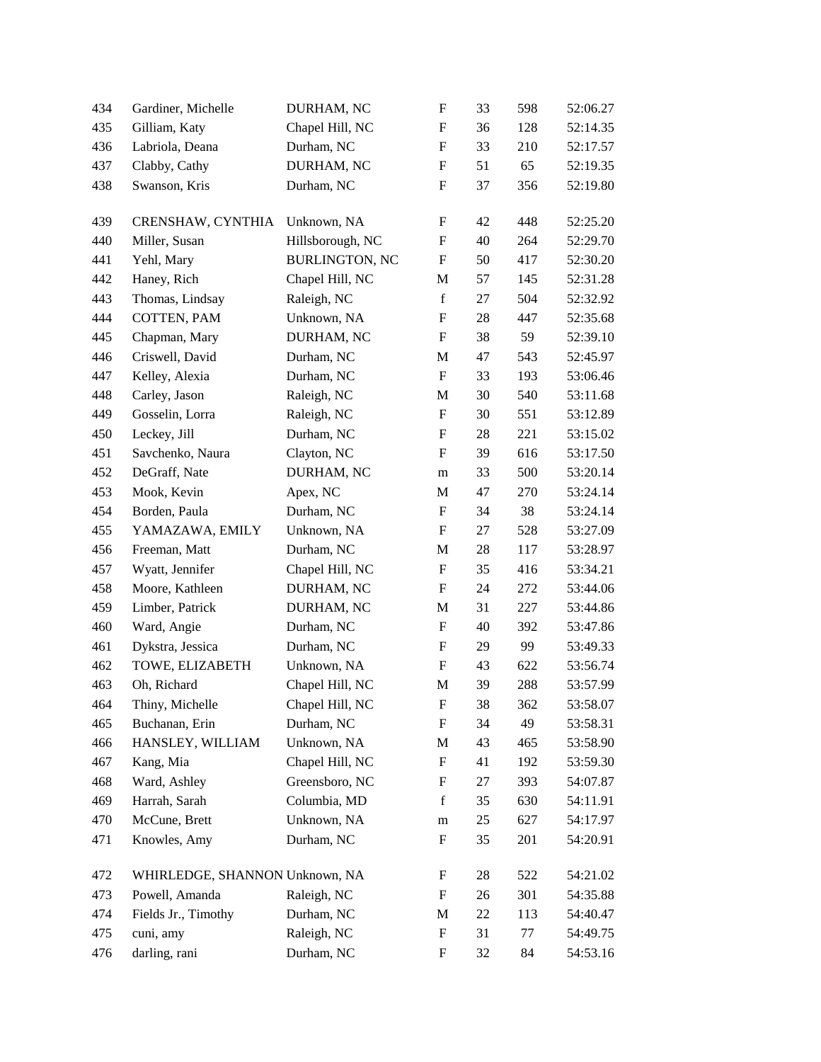| | | | | | | |
|---|---|---|---|---|---|---|
| 434 | Gardiner, Michelle | DURHAM, NC | F | 33 | 598 | 52:06.27 |
| 435 | Gilliam, Katy | Chapel Hill, NC | F | 36 | 128 | 52:14.35 |
| 436 | Labriola, Deana | Durham, NC | F | 33 | 210 | 52:17.57 |
| 437 | Clabby, Cathy | DURHAM, NC | F | 51 | 65 | 52:19.35 |
| 438 | Swanson, Kris | Durham, NC | F | 37 | 356 | 52:19.80 |
| 439 | CRENSHAW, CYNTHIA | Unknown, NA | F | 42 | 448 | 52:25.20 |
| 440 | Miller, Susan | Hillsborough, NC | F | 40 | 264 | 52:29.70 |
| 441 | Yehl, Mary | BURLINGTON, NC | F | 50 | 417 | 52:30.20 |
| 442 | Haney, Rich | Chapel Hill, NC | M | 57 | 145 | 52:31.28 |
| 443 | Thomas, Lindsay | Raleigh, NC | f | 27 | 504 | 52:32.92 |
| 444 | COTTEN, PAM | Unknown, NA | F | 28 | 447 | 52:35.68 |
| 445 | Chapman, Mary | DURHAM, NC | F | 38 | 59 | 52:39.10 |
| 446 | Criswell, David | Durham, NC | M | 47 | 543 | 52:45.97 |
| 447 | Kelley, Alexia | Durham, NC | F | 33 | 193 | 53:06.46 |
| 448 | Carley, Jason | Raleigh, NC | M | 30 | 540 | 53:11.68 |
| 449 | Gosselin, Lorra | Raleigh, NC | F | 30 | 551 | 53:12.89 |
| 450 | Leckey, Jill | Durham, NC | F | 28 | 221 | 53:15.02 |
| 451 | Savchenko, Naura | Clayton, NC | F | 39 | 616 | 53:17.50 |
| 452 | DeGraff, Nate | DURHAM, NC | m | 33 | 500 | 53:20.14 |
| 453 | Mook, Kevin | Apex, NC | M | 47 | 270 | 53:24.14 |
| 454 | Borden, Paula | Durham, NC | F | 34 | 38 | 53:24.14 |
| 455 | YAMAZAWA, EMILY | Unknown, NA | F | 27 | 528 | 53:27.09 |
| 456 | Freeman, Matt | Durham, NC | M | 28 | 117 | 53:28.97 |
| 457 | Wyatt, Jennifer | Chapel Hill, NC | F | 35 | 416 | 53:34.21 |
| 458 | Moore, Kathleen | DURHAM, NC | F | 24 | 272 | 53:44.06 |
| 459 | Limber, Patrick | DURHAM, NC | M | 31 | 227 | 53:44.86 |
| 460 | Ward, Angie | Durham, NC | F | 40 | 392 | 53:47.86 |
| 461 | Dykstra, Jessica | Durham, NC | F | 29 | 99 | 53:49.33 |
| 462 | TOWE, ELIZABETH | Unknown, NA | F | 43 | 622 | 53:56.74 |
| 463 | Oh, Richard | Chapel Hill, NC | M | 39 | 288 | 53:57.99 |
| 464 | Thiny, Michelle | Chapel Hill, NC | F | 38 | 362 | 53:58.07 |
| 465 | Buchanan, Erin | Durham, NC | F | 34 | 49 | 53:58.31 |
| 466 | HANSLEY, WILLIAM | Unknown, NA | M | 43 | 465 | 53:58.90 |
| 467 | Kang, Mia | Chapel Hill, NC | F | 41 | 192 | 53:59.30 |
| 468 | Ward, Ashley | Greensboro, NC | F | 27 | 393 | 54:07.87 |
| 469 | Harrah, Sarah | Columbia, MD | f | 35 | 630 | 54:11.91 |
| 470 | McCune, Brett | Unknown, NA | m | 25 | 627 | 54:17.97 |
| 471 | Knowles, Amy | Durham, NC | F | 35 | 201 | 54:20.91 |
| 472 | WHIRLEDGE, SHANNON | Unknown, NA | F | 28 | 522 | 54:21.02 |
| 473 | Powell, Amanda | Raleigh, NC | F | 26 | 301 | 54:35.88 |
| 474 | Fields Jr., Timothy | Durham, NC | M | 22 | 113 | 54:40.47 |
| 475 | cuni, amy | Raleigh, NC | F | 31 | 77 | 54:49.75 |
| 476 | darling, rani | Durham, NC | F | 32 | 84 | 54:53.16 |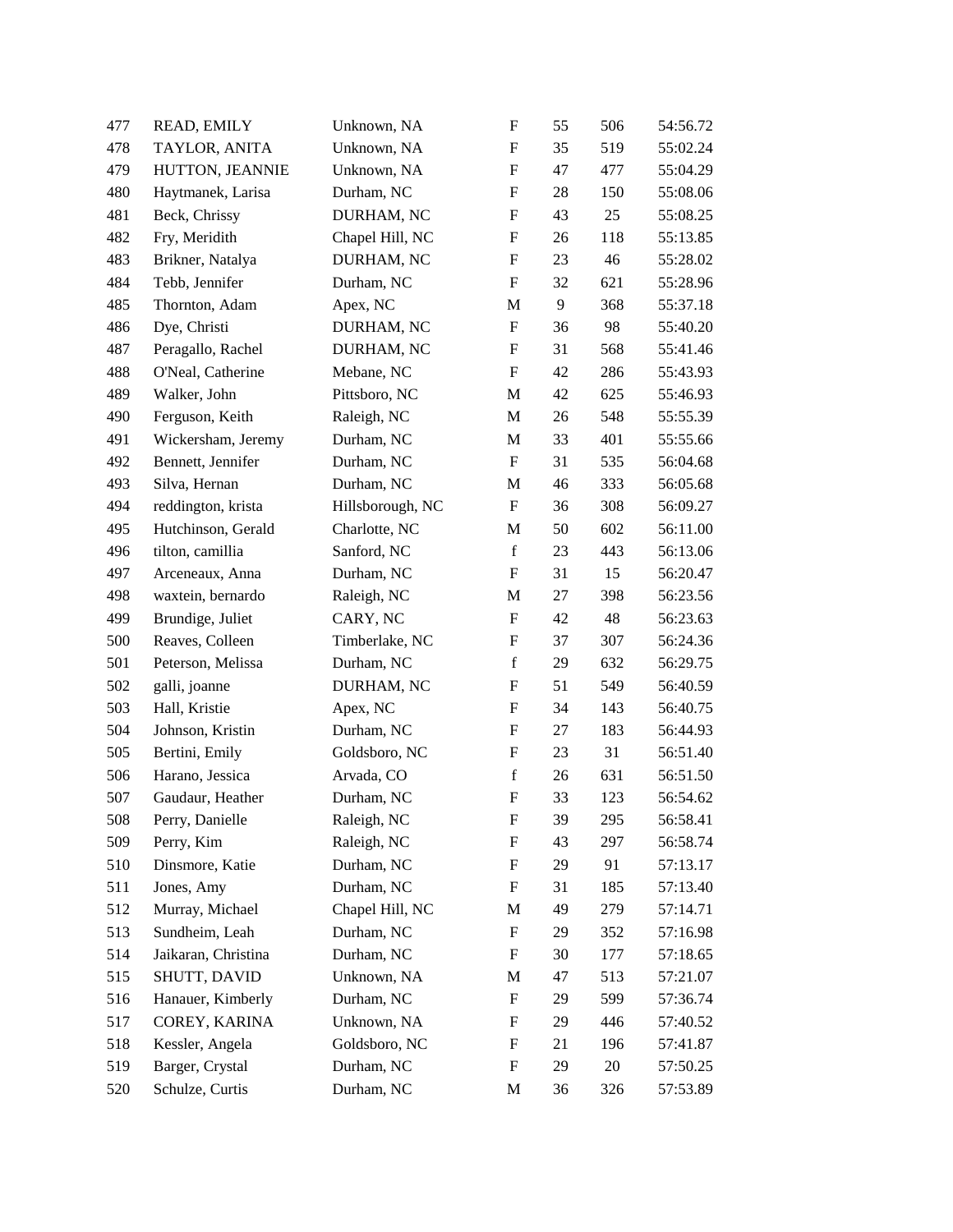| | | | | | | |
|---|---|---|---|---|---|---|
| 477 | READ, EMILY | Unknown, NA | F | 55 | 506 | 54:56.72 |
| 478 | TAYLOR, ANITA | Unknown, NA | F | 35 | 519 | 55:02.24 |
| 479 | HUTTON, JEANNIE | Unknown, NA | F | 47 | 477 | 55:04.29 |
| 480 | Haytmanek, Larisa | Durham, NC | F | 28 | 150 | 55:08.06 |
| 481 | Beck, Chrissy | DURHAM, NC | F | 43 | 25 | 55:08.25 |
| 482 | Fry, Meridith | Chapel Hill, NC | F | 26 | 118 | 55:13.85 |
| 483 | Brikner, Natalya | DURHAM, NC | F | 23 | 46 | 55:28.02 |
| 484 | Tebb, Jennifer | Durham, NC | F | 32 | 621 | 55:28.96 |
| 485 | Thornton, Adam | Apex, NC | M | 9 | 368 | 55:37.18 |
| 486 | Dye, Christi | DURHAM, NC | F | 36 | 98 | 55:40.20 |
| 487 | Peragallo, Rachel | DURHAM, NC | F | 31 | 568 | 55:41.46 |
| 488 | O'Neal, Catherine | Mebane, NC | F | 42 | 286 | 55:43.93 |
| 489 | Walker, John | Pittsboro, NC | M | 42 | 625 | 55:46.93 |
| 490 | Ferguson, Keith | Raleigh, NC | M | 26 | 548 | 55:55.39 |
| 491 | Wickersham, Jeremy | Durham, NC | M | 33 | 401 | 55:55.66 |
| 492 | Bennett, Jennifer | Durham, NC | F | 31 | 535 | 56:04.68 |
| 493 | Silva, Hernan | Durham, NC | M | 46 | 333 | 56:05.68 |
| 494 | reddington, krista | Hillsborough, NC | F | 36 | 308 | 56:09.27 |
| 495 | Hutchinson, Gerald | Charlotte, NC | M | 50 | 602 | 56:11.00 |
| 496 | tilton, camillia | Sanford, NC | f | 23 | 443 | 56:13.06 |
| 497 | Arceneaux, Anna | Durham, NC | F | 31 | 15 | 56:20.47 |
| 498 | waxtein, bernardo | Raleigh, NC | M | 27 | 398 | 56:23.56 |
| 499 | Brundige, Juliet | CARY, NC | F | 42 | 48 | 56:23.63 |
| 500 | Reaves, Colleen | Timberlake, NC | F | 37 | 307 | 56:24.36 |
| 501 | Peterson, Melissa | Durham, NC | f | 29 | 632 | 56:29.75 |
| 502 | galli, joanne | DURHAM, NC | F | 51 | 549 | 56:40.59 |
| 503 | Hall, Kristie | Apex, NC | F | 34 | 143 | 56:40.75 |
| 504 | Johnson, Kristin | Durham, NC | F | 27 | 183 | 56:44.93 |
| 505 | Bertini, Emily | Goldsboro, NC | F | 23 | 31 | 56:51.40 |
| 506 | Harano, Jessica | Arvada, CO | f | 26 | 631 | 56:51.50 |
| 507 | Gaudaur, Heather | Durham, NC | F | 33 | 123 | 56:54.62 |
| 508 | Perry, Danielle | Raleigh, NC | F | 39 | 295 | 56:58.41 |
| 509 | Perry, Kim | Raleigh, NC | F | 43 | 297 | 56:58.74 |
| 510 | Dinsmore, Katie | Durham, NC | F | 29 | 91 | 57:13.17 |
| 511 | Jones, Amy | Durham, NC | F | 31 | 185 | 57:13.40 |
| 512 | Murray, Michael | Chapel Hill, NC | M | 49 | 279 | 57:14.71 |
| 513 | Sundheim, Leah | Durham, NC | F | 29 | 352 | 57:16.98 |
| 514 | Jaikaran, Christina | Durham, NC | F | 30 | 177 | 57:18.65 |
| 515 | SHUTT, DAVID | Unknown, NA | M | 47 | 513 | 57:21.07 |
| 516 | Hanauer, Kimberly | Durham, NC | F | 29 | 599 | 57:36.74 |
| 517 | COREY, KARINA | Unknown, NA | F | 29 | 446 | 57:40.52 |
| 518 | Kessler, Angela | Goldsboro, NC | F | 21 | 196 | 57:41.87 |
| 519 | Barger, Crystal | Durham, NC | F | 29 | 20 | 57:50.25 |
| 520 | Schulze, Curtis | Durham, NC | M | 36 | 326 | 57:53.89 |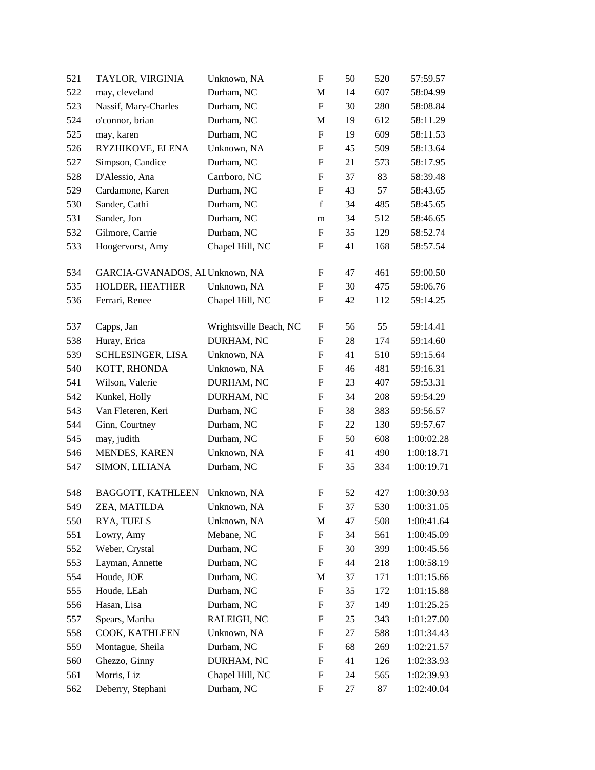| | | | | | | |
|---|---|---|---|---|---|---|
| 521 | TAYLOR, VIRGINIA | Unknown, NA | F | 50 | 520 | 57:59.57 |
| 522 | may, cleveland | Durham, NC | M | 14 | 607 | 58:04.99 |
| 523 | Nassif, Mary-Charles | Durham, NC | F | 30 | 280 | 58:08.84 |
| 524 | o'connor, brian | Durham, NC | M | 19 | 612 | 58:11.29 |
| 525 | may, karen | Durham, NC | F | 19 | 609 | 58:11.53 |
| 526 | RYZHIKOVE, ELENA | Unknown, NA | F | 45 | 509 | 58:13.64 |
| 527 | Simpson, Candice | Durham, NC | F | 21 | 573 | 58:17.95 |
| 528 | D'Alessio, Ana | Carrboro, NC | F | 37 | 83 | 58:39.48 |
| 529 | Cardamone, Karen | Durham, NC | F | 43 | 57 | 58:43.65 |
| 530 | Sander, Cathi | Durham, NC | f | 34 | 485 | 58:45.65 |
| 531 | Sander, Jon | Durham, NC | m | 34 | 512 | 58:46.65 |
| 532 | Gilmore, Carrie | Durham, NC | F | 35 | 129 | 58:52.74 |
| 533 | Hoogervorst, Amy | Chapel Hill, NC | F | 41 | 168 | 58:57.54 |
| 534 | GARCIA-GVANADOS, AI | Unknown, NA | F | 47 | 461 | 59:00.50 |
| 535 | HOLDER, HEATHER | Unknown, NA | F | 30 | 475 | 59:06.76 |
| 536 | Ferrari, Renee | Chapel Hill, NC | F | 42 | 112 | 59:14.25 |
| 537 | Capps, Jan | Wrightsville Beach, NC | F | 56 | 55 | 59:14.41 |
| 538 | Huray, Erica | DURHAM, NC | F | 28 | 174 | 59:14.60 |
| 539 | SCHLESINGER, LISA | Unknown, NA | F | 41 | 510 | 59:15.64 |
| 540 | KOTT, RHONDA | Unknown, NA | F | 46 | 481 | 59:16.31 |
| 541 | Wilson, Valerie | DURHAM, NC | F | 23 | 407 | 59:53.31 |
| 542 | Kunkel, Holly | DURHAM, NC | F | 34 | 208 | 59:54.29 |
| 543 | Van Fleteren, Keri | Durham, NC | F | 38 | 383 | 59:56.57 |
| 544 | Ginn, Courtney | Durham, NC | F | 22 | 130 | 59:57.67 |
| 545 | may, judith | Durham, NC | F | 50 | 608 | 1:00:02.28 |
| 546 | MENDES, KAREN | Unknown, NA | F | 41 | 490 | 1:00:18.71 |
| 547 | SIMON, LILIANA | Durham, NC | F | 35 | 334 | 1:00:19.71 |
| 548 | BAGGOTT, KATHLEEN | Unknown, NA | F | 52 | 427 | 1:00:30.93 |
| 549 | ZEA, MATILDA | Unknown, NA | F | 37 | 530 | 1:00:31.05 |
| 550 | RYA, TUELS | Unknown, NA | M | 47 | 508 | 1:00:41.64 |
| 551 | Lowry, Amy | Mebane, NC | F | 34 | 561 | 1:00:45.09 |
| 552 | Weber, Crystal | Durham, NC | F | 30 | 399 | 1:00:45.56 |
| 553 | Layman, Annette | Durham, NC | F | 44 | 218 | 1:00:58.19 |
| 554 | Houde, JOE | Durham, NC | M | 37 | 171 | 1:01:15.66 |
| 555 | Houde, LEah | Durham, NC | F | 35 | 172 | 1:01:15.88 |
| 556 | Hasan, Lisa | Durham, NC | F | 37 | 149 | 1:01:25.25 |
| 557 | Spears, Martha | RALEIGH, NC | F | 25 | 343 | 1:01:27.00 |
| 558 | COOK, KATHLEEN | Unknown, NA | F | 27 | 588 | 1:01:34.43 |
| 559 | Montague, Sheila | Durham, NC | F | 68 | 269 | 1:02:21.57 |
| 560 | Ghezzo, Ginny | DURHAM, NC | F | 41 | 126 | 1:02:33.93 |
| 561 | Morris, Liz | Chapel Hill, NC | F | 24 | 565 | 1:02:39.93 |
| 562 | Deberry, Stephani | Durham, NC | F | 27 | 87 | 1:02:40.04 |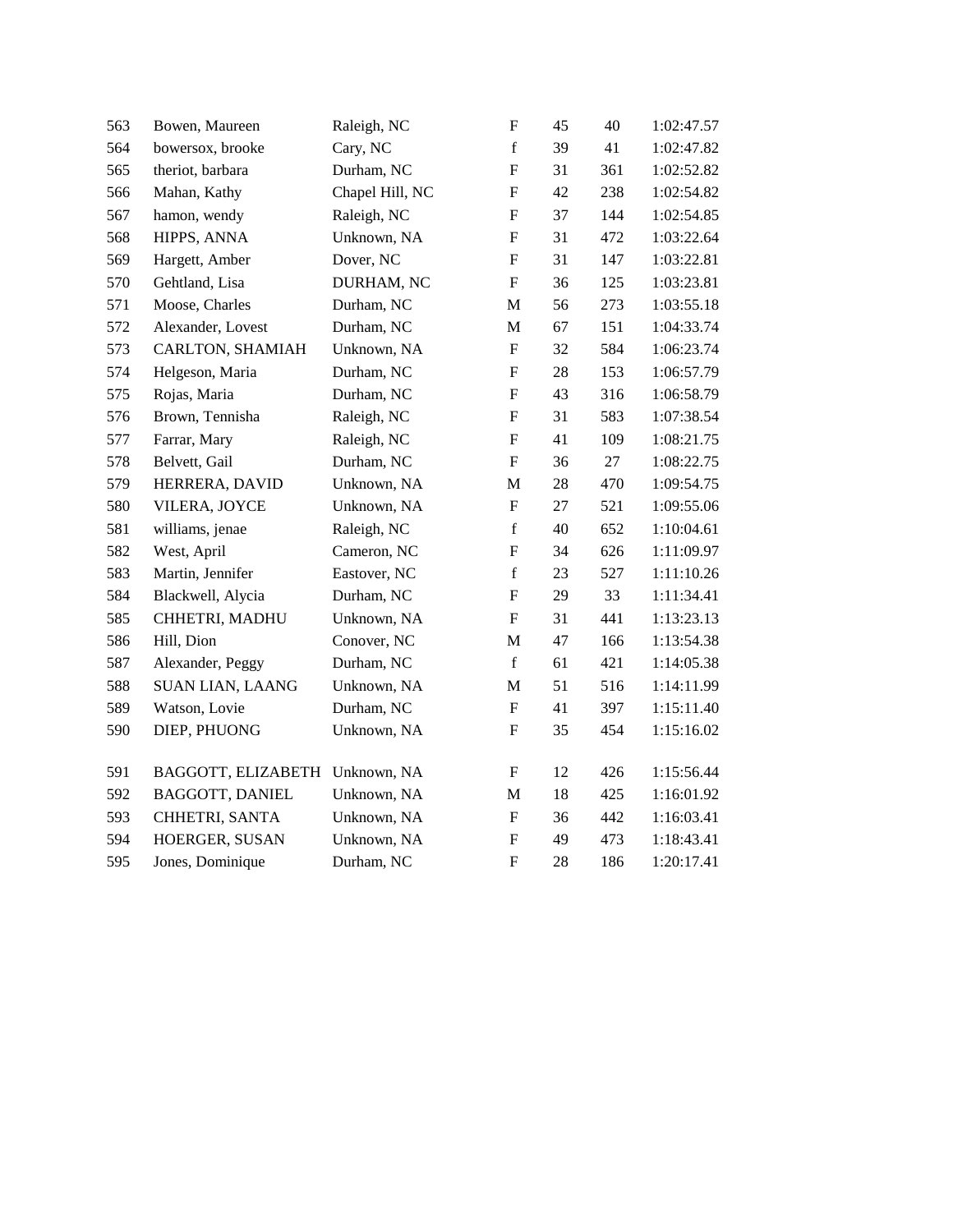| | | | | | | |
|---|---|---|---|---|---|---|
| 563 | Bowen, Maureen | Raleigh, NC | F | 45 | 40 | 1:02:47.57 |
| 564 | bowersox, brooke | Cary, NC | f | 39 | 41 | 1:02:47.82 |
| 565 | theriot, barbara | Durham, NC | F | 31 | 361 | 1:02:52.82 |
| 566 | Mahan, Kathy | Chapel Hill, NC | F | 42 | 238 | 1:02:54.82 |
| 567 | hamon, wendy | Raleigh, NC | F | 37 | 144 | 1:02:54.85 |
| 568 | HIPPS, ANNA | Unknown, NA | F | 31 | 472 | 1:03:22.64 |
| 569 | Hargett, Amber | Dover, NC | F | 31 | 147 | 1:03:22.81 |
| 570 | Gehtland, Lisa | DURHAM, NC | F | 36 | 125 | 1:03:23.81 |
| 571 | Moose, Charles | Durham, NC | M | 56 | 273 | 1:03:55.18 |
| 572 | Alexander, Lovest | Durham, NC | M | 67 | 151 | 1:04:33.74 |
| 573 | CARLTON, SHAMIAH | Unknown, NA | F | 32 | 584 | 1:06:23.74 |
| 574 | Helgeson, Maria | Durham, NC | F | 28 | 153 | 1:06:57.79 |
| 575 | Rojas, Maria | Durham, NC | F | 43 | 316 | 1:06:58.79 |
| 576 | Brown, Tennisha | Raleigh, NC | F | 31 | 583 | 1:07:38.54 |
| 577 | Farrar, Mary | Raleigh, NC | F | 41 | 109 | 1:08:21.75 |
| 578 | Belvett, Gail | Durham, NC | F | 36 | 27 | 1:08:22.75 |
| 579 | HERRERA, DAVID | Unknown, NA | M | 28 | 470 | 1:09:54.75 |
| 580 | VILERA, JOYCE | Unknown, NA | F | 27 | 521 | 1:09:55.06 |
| 581 | williams, jenae | Raleigh, NC | f | 40 | 652 | 1:10:04.61 |
| 582 | West, April | Cameron, NC | F | 34 | 626 | 1:11:09.97 |
| 583 | Martin, Jennifer | Eastover, NC | f | 23 | 527 | 1:11:10.26 |
| 584 | Blackwell, Alycia | Durham, NC | F | 29 | 33 | 1:11:34.41 |
| 585 | CHHETRI, MADHU | Unknown, NA | F | 31 | 441 | 1:13:23.13 |
| 586 | Hill, Dion | Conover, NC | M | 47 | 166 | 1:13:54.38 |
| 587 | Alexander, Peggy | Durham, NC | f | 61 | 421 | 1:14:05.38 |
| 588 | SUAN LIAN, LAANG | Unknown, NA | M | 51 | 516 | 1:14:11.99 |
| 589 | Watson, Lovie | Durham, NC | F | 41 | 397 | 1:15:11.40 |
| 590 | DIEP, PHUONG | Unknown, NA | F | 35 | 454 | 1:15:16.02 |
| 591 | BAGGOTT, ELIZABETH | Unknown, NA | F | 12 | 426 | 1:15:56.44 |
| 592 | BAGGOTT, DANIEL | Unknown, NA | M | 18 | 425 | 1:16:01.92 |
| 593 | CHHETRI, SANTA | Unknown, NA | F | 36 | 442 | 1:16:03.41 |
| 594 | HOERGER, SUSAN | Unknown, NA | F | 49 | 473 | 1:18:43.41 |
| 595 | Jones, Dominique | Durham, NC | F | 28 | 186 | 1:20:17.41 |